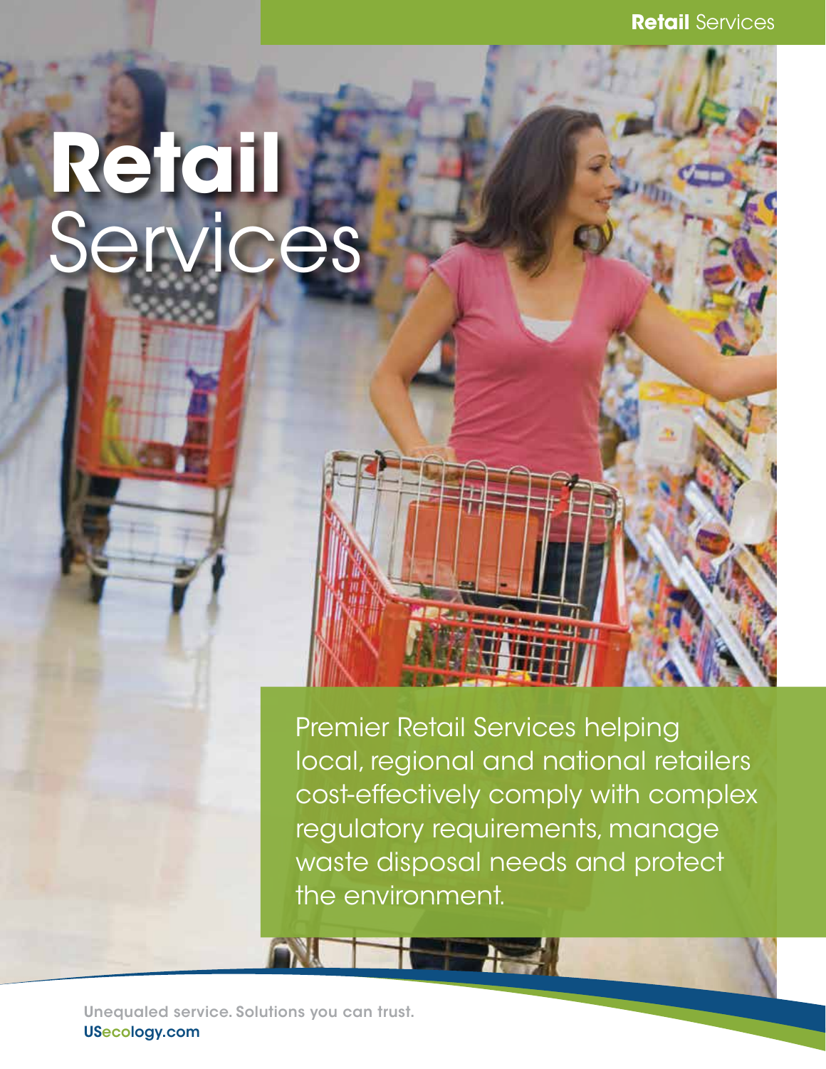# Retail Services

Premier Retail Services helping local, regional and national retailers cost-effectively comply with complex regulatory requirements, manage waste disposal needs and protect the environment.

Unequaled service. Solutions you can trust.
USecology.com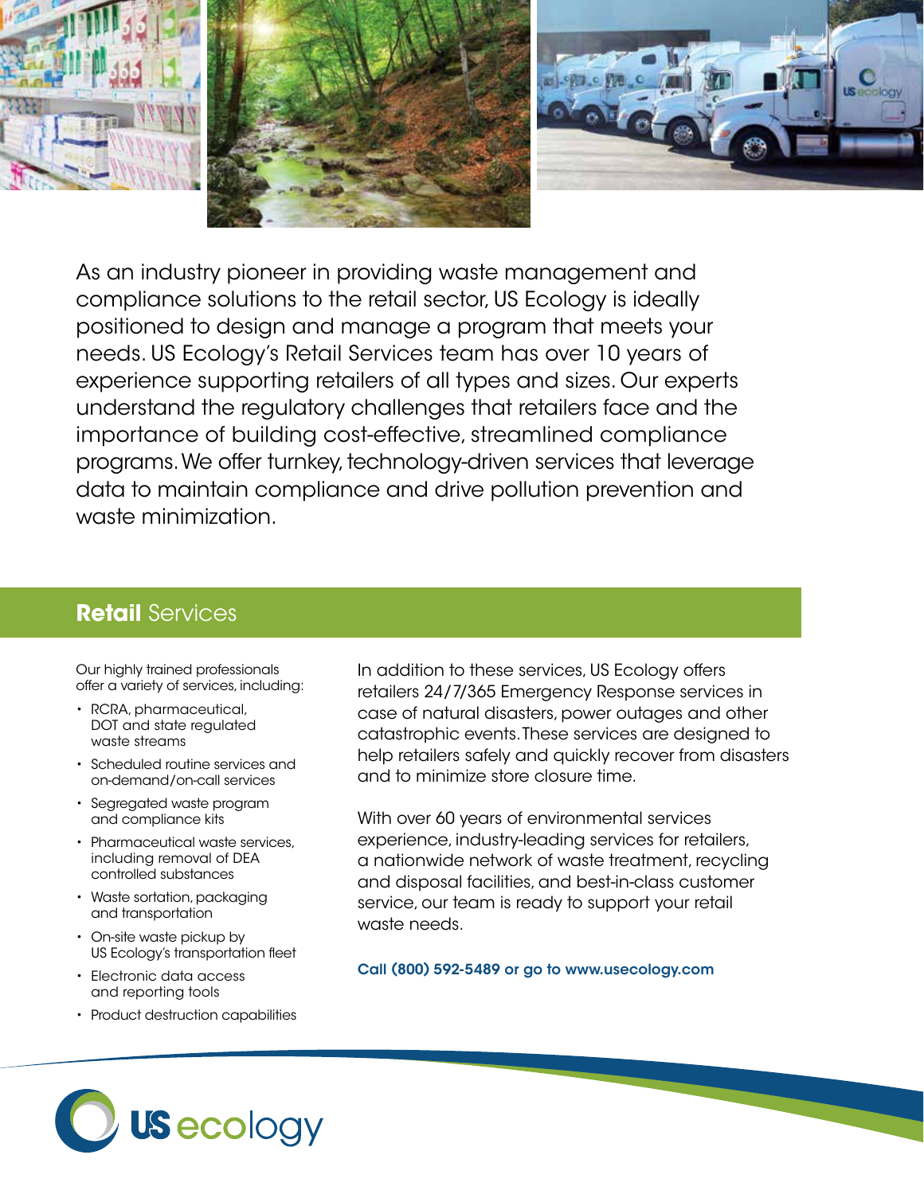As an industry pioneer in providing waste management and compliance solutions to the retail sector, US Ecology is ideally positioned to design and manage a program that meets your needs. US Ecology's Retail Services team has over 10 years of experience supporting retailers of all types and sizes. Our experts understand the regulatory challenges that retailers face and the importance of building cost-effective, streamlined compliance programs. We offer turnkey, technology-driven services that leverage data to maintain compliance and drive pollution prevention and waste minimization.

## **Retail** Services

Our highly trained professionals offer a variety of services, including:

- RCRA, pharmaceutical, DOT and state regulated waste streams
- Scheduled routine services and on-demand/on-call services
- Segregated waste program and compliance kits
- Pharmaceutical waste services, including removal of DEA controlled substances
- Waste sortation, packaging and transportation
- On-site waste pickup by US Ecology's transportation fleet
- Electronic data access and reporting tools
- Product destruction capabilities

In addition to these services, US Ecology offers retailers 24/7/365 Emergency Response services in case of natural disasters, power outages and other catastrophic events. These services are designed to help retailers safely and quickly recover from disasters and to minimize store closure time.

With over 60 years of environmental services experience, industry-leading services for retailers, a nationwide network of waste treatment, recycling and disposal facilities, and best-in-class customer service, our team is ready to support your retail waste needs.

**Call (800) 592-5489 or go to www.usecology.com**

US ecology